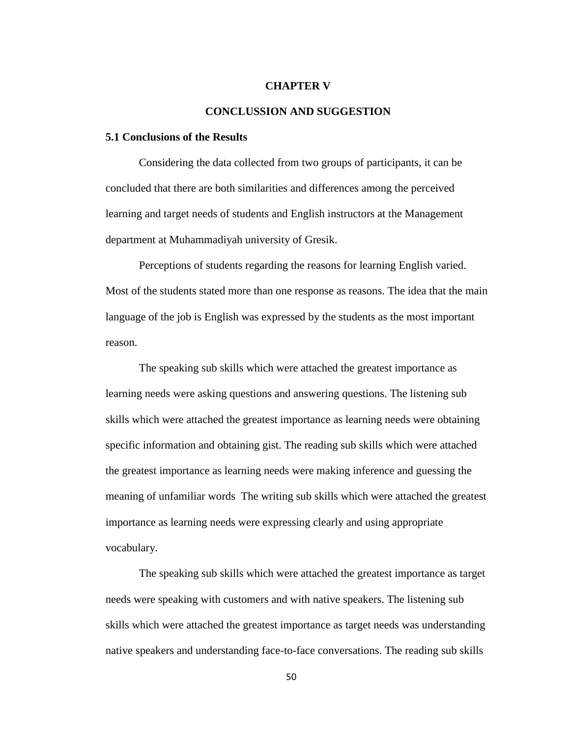# CHAPTER V

# CONCLUSSION AND SUGGESTION

## 5.1 Conclusions of the Results

Considering the data collected from two groups of participants, it can be concluded that there are both similarities and differences among the perceived learning and target needs of students and English instructors at the Management department at Muhammadiyah university of Gresik.

Perceptions of students regarding the reasons for learning English varied. Most of the students stated more than one response as reasons. The idea that the main language of the job is English was expressed by the students as the most important reason.

The speaking sub skills which were attached the greatest importance as learning needs were asking questions and answering questions. The listening sub skills which were attached the greatest importance as learning needs were obtaining specific information and obtaining gist. The reading sub skills which were attached the greatest importance as learning needs were making inference and guessing the meaning of unfamiliar words  The writing sub skills which were attached the greatest importance as learning needs were expressing clearly and using appropriate vocabulary.

The speaking sub skills which were attached the greatest importance as target needs were speaking with customers and with native speakers. The listening sub skills which were attached the greatest importance as target needs was understanding native speakers and understanding face-to-face conversations. The reading sub skills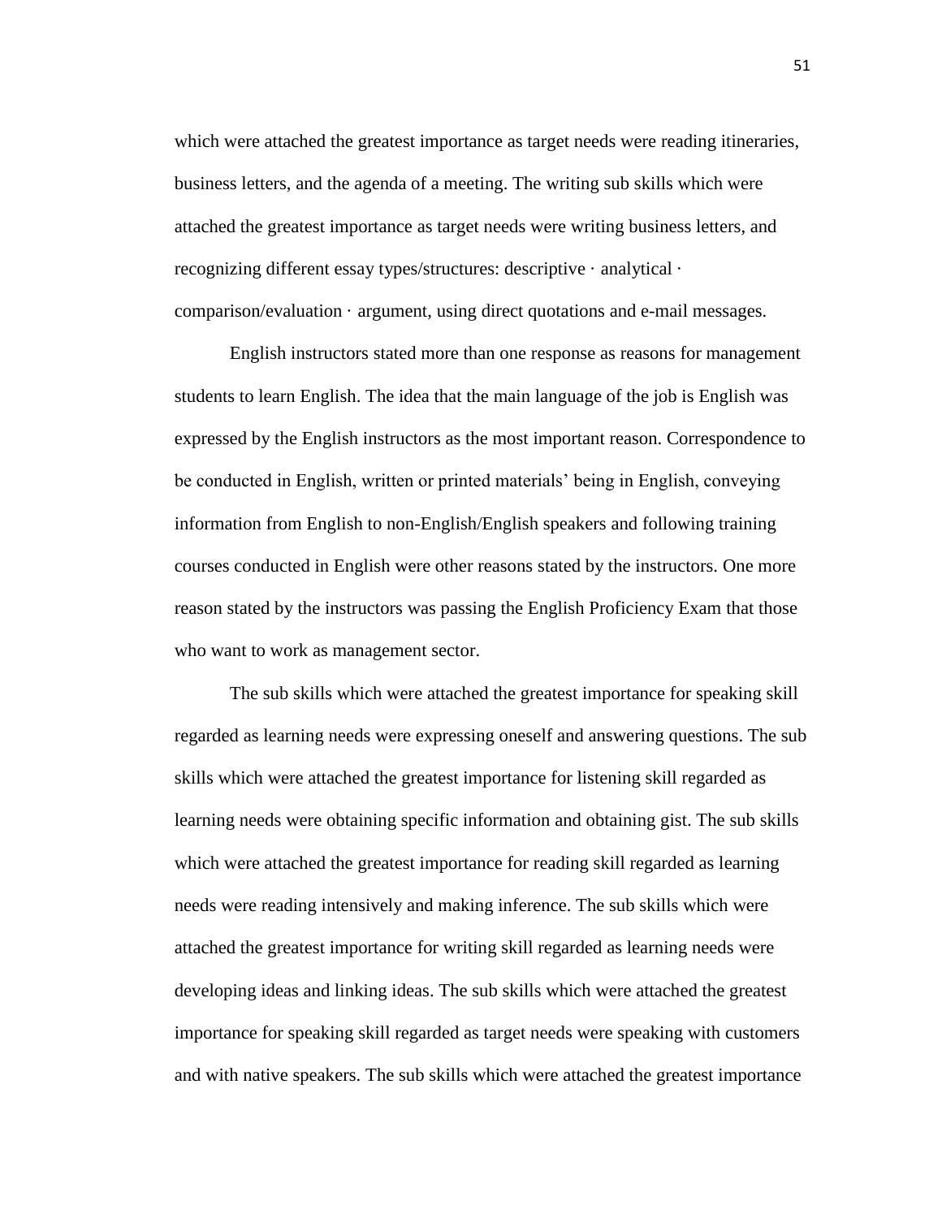which were attached the greatest importance as target needs were reading itineraries, business letters, and the agenda of a meeting. The writing sub skills which were attached the greatest importance as target needs were writing business letters, and recognizing different essay types/structures: descriptive · analytical · comparison/evaluation · argument, using direct quotations and e-mail messages.

English instructors stated more than one response as reasons for management students to learn English. The idea that the main language of the job is English was expressed by the English instructors as the most important reason. Correspondence to be conducted in English, written or printed materials' being in English, conveying information from English to non-English/English speakers and following training courses conducted in English were other reasons stated by the instructors. One more reason stated by the instructors was passing the English Proficiency Exam that those who want to work as management sector.

The sub skills which were attached the greatest importance for speaking skill regarded as learning needs were expressing oneself and answering questions. The sub skills which were attached the greatest importance for listening skill regarded as learning needs were obtaining specific information and obtaining gist. The sub skills which were attached the greatest importance for reading skill regarded as learning needs were reading intensively and making inference. The sub skills which were attached the greatest importance for writing skill regarded as learning needs were developing ideas and linking ideas. The sub skills which were attached the greatest importance for speaking skill regarded as target needs were speaking with customers and with native speakers. The sub skills which were attached the greatest importance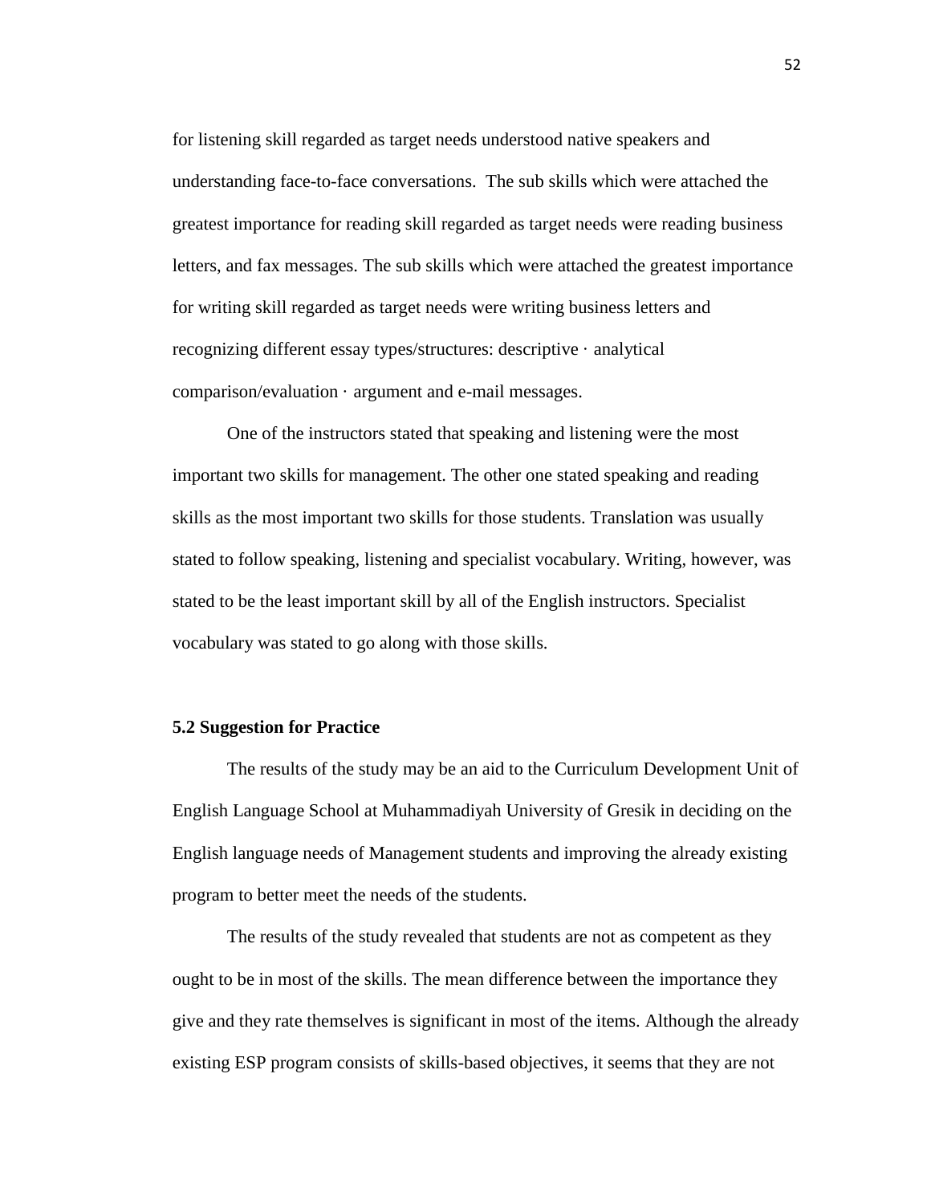for listening skill regarded as target needs understood native speakers and understanding face-to-face conversations. The sub skills which were attached the greatest importance for reading skill regarded as target needs were reading business letters, and fax messages. The sub skills which were attached the greatest importance for writing skill regarded as target needs were writing business letters and recognizing different essay types/structures: descriptive · analytical comparison/evaluation · argument and e-mail messages.

One of the instructors stated that speaking and listening were the most important two skills for management. The other one stated speaking and reading skills as the most important two skills for those students. Translation was usually stated to follow speaking, listening and specialist vocabulary. Writing, however, was stated to be the least important skill by all of the English instructors. Specialist vocabulary was stated to go along with those skills.

### 5.2 Suggestion for Practice

The results of the study may be an aid to the Curriculum Development Unit of English Language School at Muhammadiyah University of Gresik in deciding on the English language needs of Management students and improving the already existing program to better meet the needs of the students.

The results of the study revealed that students are not as competent as they ought to be in most of the skills. The mean difference between the importance they give and they rate themselves is significant in most of the items. Although the already existing ESP program consists of skills-based objectives, it seems that they are not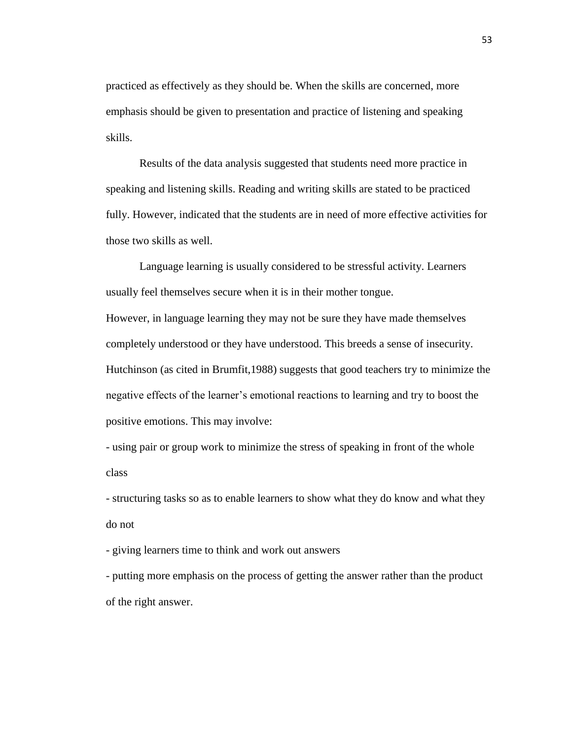practiced as effectively as they should be. When the skills are concerned, more emphasis should be given to presentation and practice of listening and speaking skills.

Results of the data analysis suggested that students need more practice in speaking and listening skills. Reading and writing skills are stated to be practiced fully. However, indicated that the students are in need of more effective activities for those two skills as well.

Language learning is usually considered to be stressful activity. Learners usually feel themselves secure when it is in their mother tongue.

However, in language learning they may not be sure they have made themselves completely understood or they have understood. This breeds a sense of insecurity. Hutchinson (as cited in Brumfit,1988) suggests that good teachers try to minimize the negative effects of the learner's emotional reactions to learning and try to boost the positive emotions. This may involve:

- using pair or group work to minimize the stress of speaking in front of the whole class
- structuring tasks so as to enable learners to show what they do know and what they do not
- giving learners time to think and work out answers
- putting more emphasis on the process of getting the answer rather than the product of the right answer.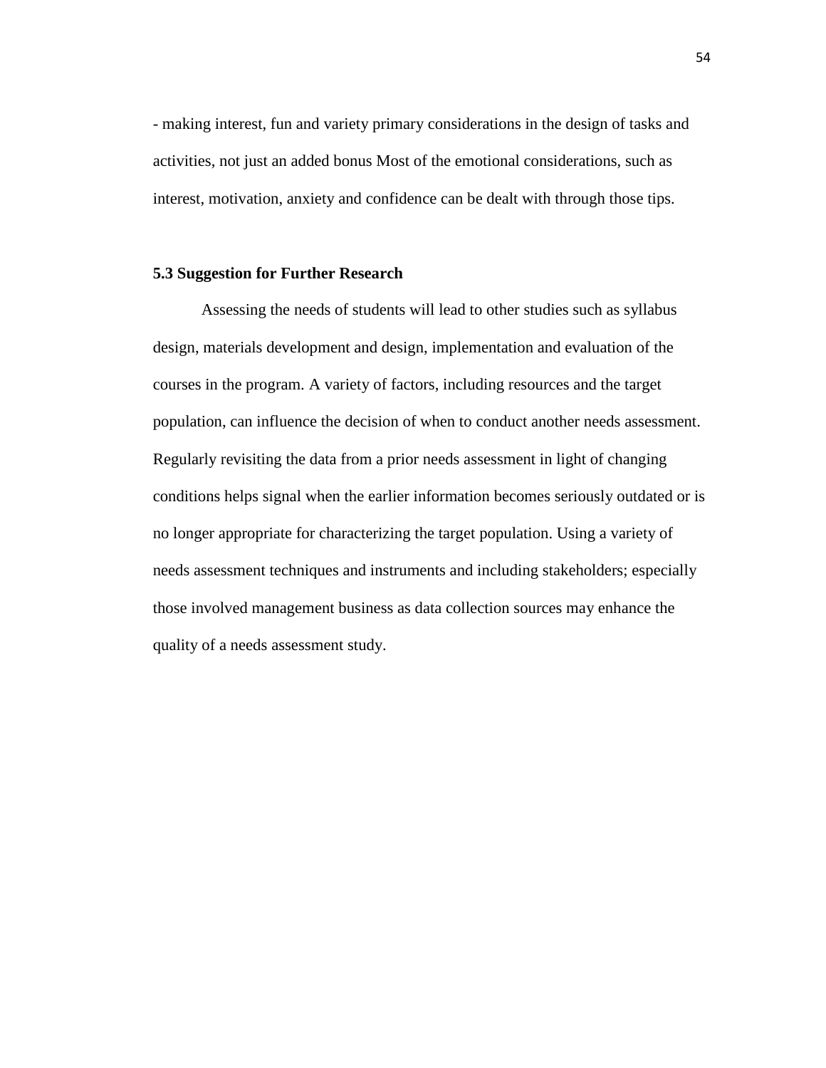- making interest, fun and variety primary considerations in the design of tasks and activities, not just an added bonus Most of the emotional considerations, such as interest, motivation, anxiety and confidence can be dealt with through those tips.

### 5.3 Suggestion for Further Research

Assessing the needs of students will lead to other studies such as syllabus design, materials development and design, implementation and evaluation of the courses in the program. A variety of factors, including resources and the target population, can influence the decision of when to conduct another needs assessment. Regularly revisiting the data from a prior needs assessment in light of changing conditions helps signal when the earlier information becomes seriously outdated or is no longer appropriate for characterizing the target population. Using a variety of needs assessment techniques and instruments and including stakeholders; especially those involved management business as data collection sources may enhance the quality of a needs assessment study.